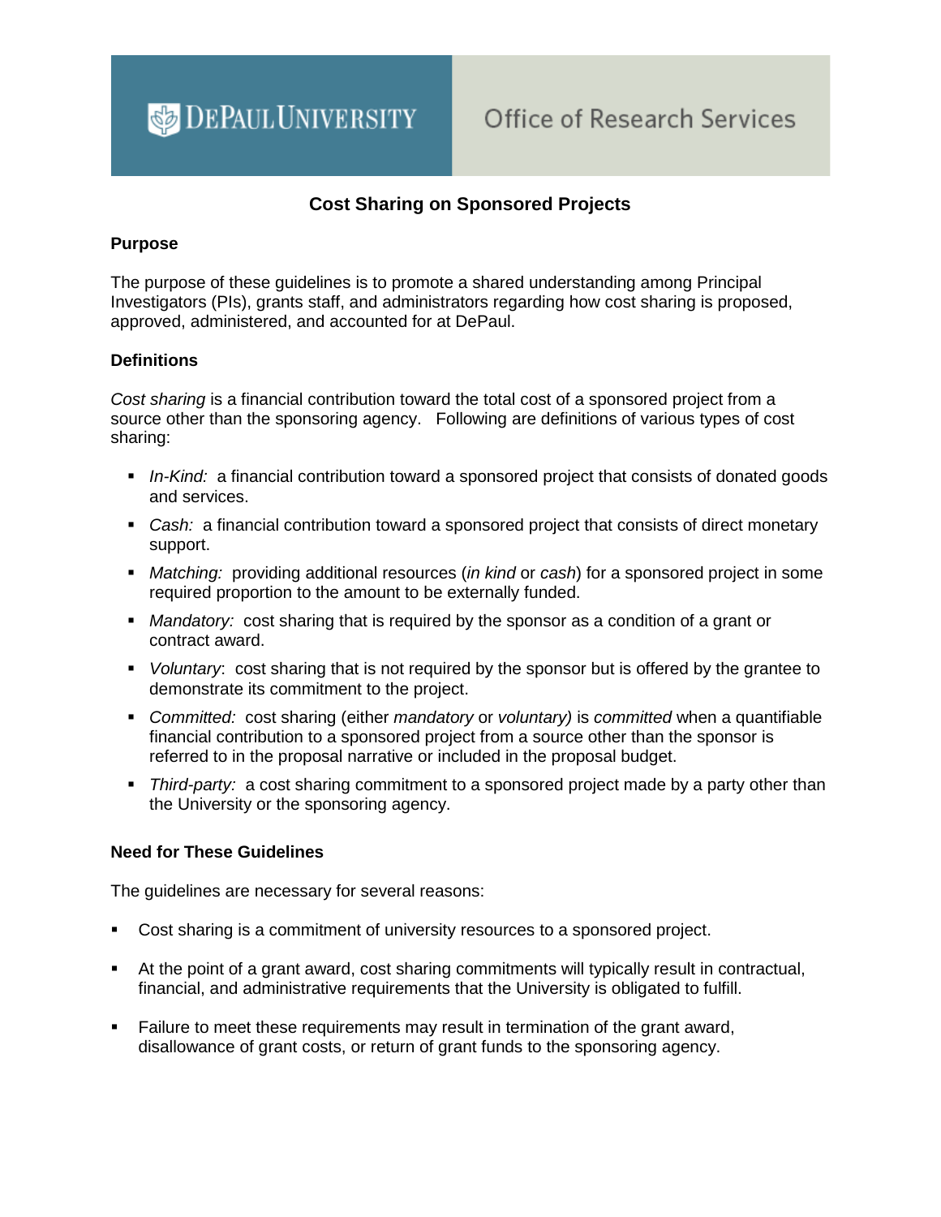DePaul University — Office of Research Services

# Cost Sharing on Sponsored Projects

## Purpose

The purpose of these guidelines is to promote a shared understanding among Principal Investigators (PIs), grants staff, and administrators regarding how cost sharing is proposed, approved, administered, and accounted for at DePaul.

## Definitions

*Cost sharing* is a financial contribution toward the total cost of a sponsored project from a source other than the sponsoring agency. Following are definitions of various types of cost sharing:

- *In-Kind:* a financial contribution toward a sponsored project that consists of donated goods and services.
- *Cash:* a financial contribution toward a sponsored project that consists of direct monetary support.
- *Matching:* providing additional resources (*in kind* or *cash*) for a sponsored project in some required proportion to the amount to be externally funded.
- *Mandatory:* cost sharing that is required by the sponsor as a condition of a grant or contract award.
- *Voluntary*: cost sharing that is not required by the sponsor but is offered by the grantee to demonstrate its commitment to the project.
- *Committed:* cost sharing (either *mandatory* or *voluntary)* is *committed* when a quantifiable financial contribution to a sponsored project from a source other than the sponsor is referred to in the proposal narrative or included in the proposal budget.
- *Third-party:* a cost sharing commitment to a sponsored project made by a party other than the University or the sponsoring agency.

## Need for These Guidelines

The guidelines are necessary for several reasons:

- Cost sharing is a commitment of university resources to a sponsored project.
- At the point of a grant award, cost sharing commitments will typically result in contractual, financial, and administrative requirements that the University is obligated to fulfill.
- Failure to meet these requirements may result in termination of the grant award, disallowance of grant costs, or return of grant funds to the sponsoring agency.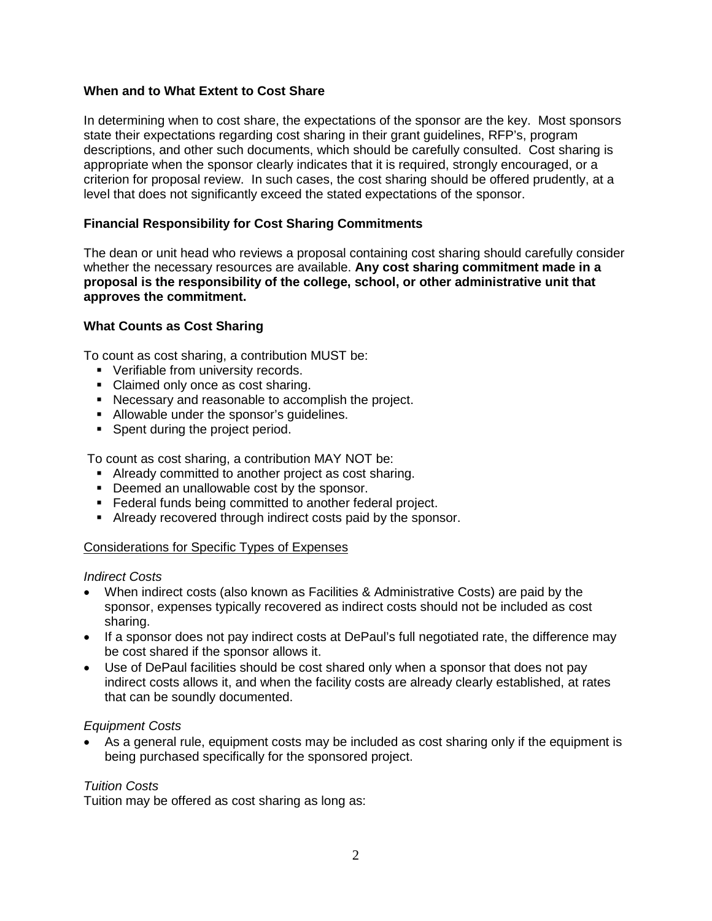### When and to What Extent to Cost Share

In determining when to cost share, the expectations of the sponsor are the key. Most sponsors state their expectations regarding cost sharing in their grant guidelines, RFP's, program descriptions, and other such documents, which should be carefully consulted. Cost sharing is appropriate when the sponsor clearly indicates that it is required, strongly encouraged, or a criterion for proposal review. In such cases, the cost sharing should be offered prudently, at a level that does not significantly exceed the stated expectations of the sponsor.

### Financial Responsibility for Cost Sharing Commitments

The dean or unit head who reviews a proposal containing cost sharing should carefully consider whether the necessary resources are available. **Any cost sharing commitment made in a proposal is the responsibility of the college, school, or other administrative unit that approves the commitment.**

### What Counts as Cost Sharing

To count as cost sharing, a contribution MUST be:

- Verifiable from university records.
- Claimed only once as cost sharing.
- Necessary and reasonable to accomplish the project.
- Allowable under the sponsor's guidelines.
- Spent during the project period.

To count as cost sharing, a contribution MAY NOT be:

- Already committed to another project as cost sharing.
- Deemed an unallowable cost by the sponsor.
- Federal funds being committed to another federal project.
- Already recovered through indirect costs paid by the sponsor.

<u>Considerations for Specific Types of Expenses</u>

*Indirect Costs*

- When indirect costs (also known as Facilities & Administrative Costs) are paid by the sponsor, expenses typically recovered as indirect costs should not be included as cost sharing.
- If a sponsor does not pay indirect costs at DePaul's full negotiated rate, the difference may be cost shared if the sponsor allows it.
- Use of DePaul facilities should be cost shared only when a sponsor that does not pay indirect costs allows it, and when the facility costs are already clearly established, at rates that can be soundly documented.

*Equipment Costs*

- As a general rule, equipment costs may be included as cost sharing only if the equipment is being purchased specifically for the sponsored project.

*Tuition Costs*

Tuition may be offered as cost sharing as long as: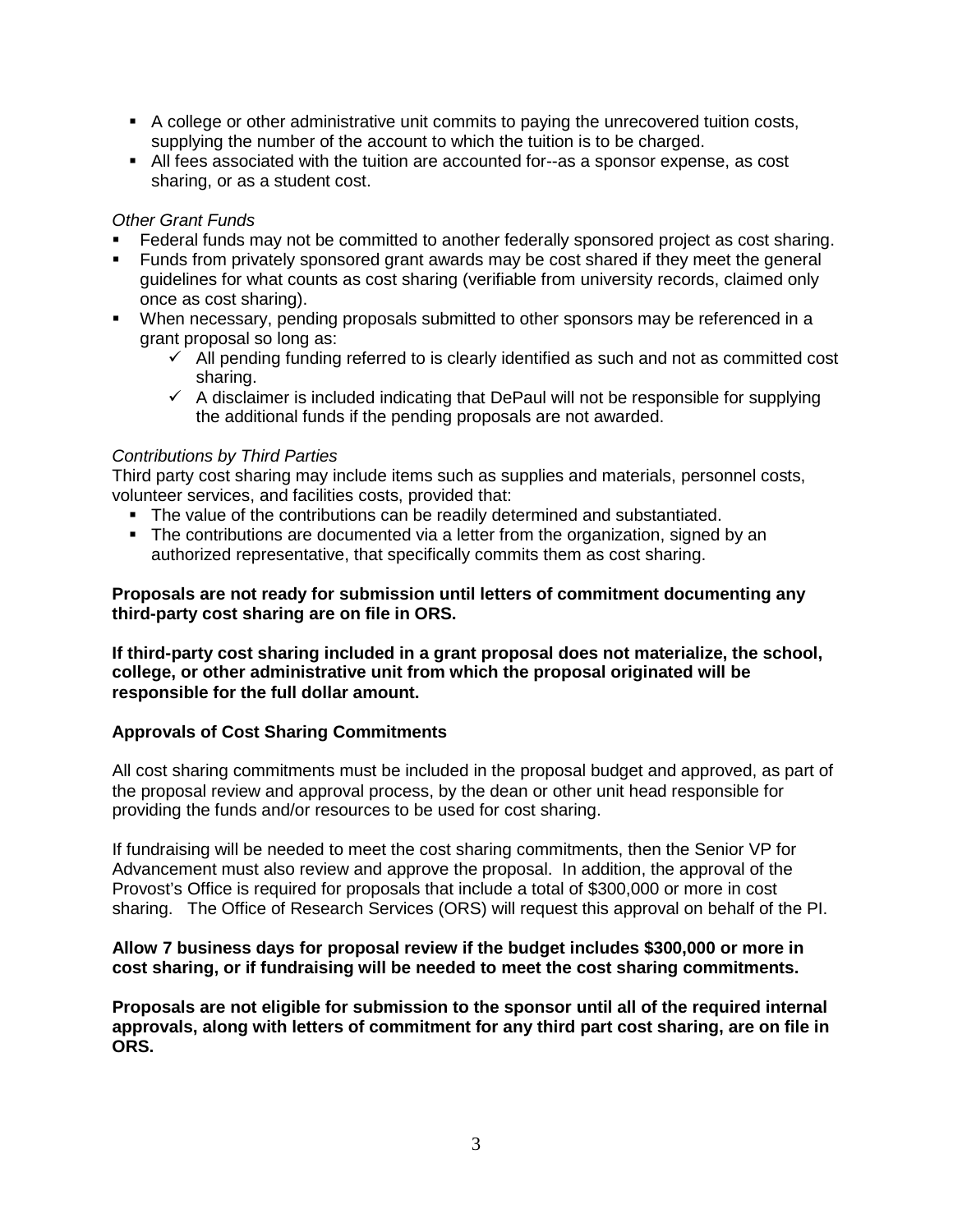- A college or other administrative unit commits to paying the unrecovered tuition costs, supplying the number of the account to which the tuition is to be charged.
- All fees associated with the tuition are accounted for--as a sponsor expense, as cost sharing, or as a student cost.

*Other Grant Funds*

- Federal funds may not be committed to another federally sponsored project as cost sharing.
- Funds from privately sponsored grant awards may be cost shared if they meet the general guidelines for what counts as cost sharing (verifiable from university records, claimed only once as cost sharing).
- When necessary, pending proposals submitted to other sponsors may be referenced in a grant proposal so long as:
  - ✓ All pending funding referred to is clearly identified as such and not as committed cost sharing.
  - ✓ A disclaimer is included indicating that DePaul will not be responsible for supplying the additional funds if the pending proposals are not awarded.

*Contributions by Third Parties*

Third party cost sharing may include items such as supplies and materials, personnel costs, volunteer services, and facilities costs, provided that:

- The value of the contributions can be readily determined and substantiated.
- The contributions are documented via a letter from the organization, signed by an authorized representative, that specifically commits them as cost sharing.

**Proposals are not ready for submission until letters of commitment documenting any third-party cost sharing are on file in ORS.**

**If third-party cost sharing included in a grant proposal does not materialize, the school, college, or other administrative unit from which the proposal originated will be responsible for the full dollar amount.**

**Approvals of Cost Sharing Commitments**

All cost sharing commitments must be included in the proposal budget and approved, as part of the proposal review and approval process, by the dean or other unit head responsible for providing the funds and/or resources to be used for cost sharing.

If fundraising will be needed to meet the cost sharing commitments, then the Senior VP for Advancement must also review and approve the proposal. In addition, the approval of the Provost's Office is required for proposals that include a total of $300,000 or more in cost sharing. The Office of Research Services (ORS) will request this approval on behalf of the PI.

**Allow 7 business days for proposal review if the budget includes $300,000 or more in cost sharing, or if fundraising will be needed to meet the cost sharing commitments.**

**Proposals are not eligible for submission to the sponsor until all of the required internal approvals, along with letters of commitment for any third part cost sharing, are on file in ORS.**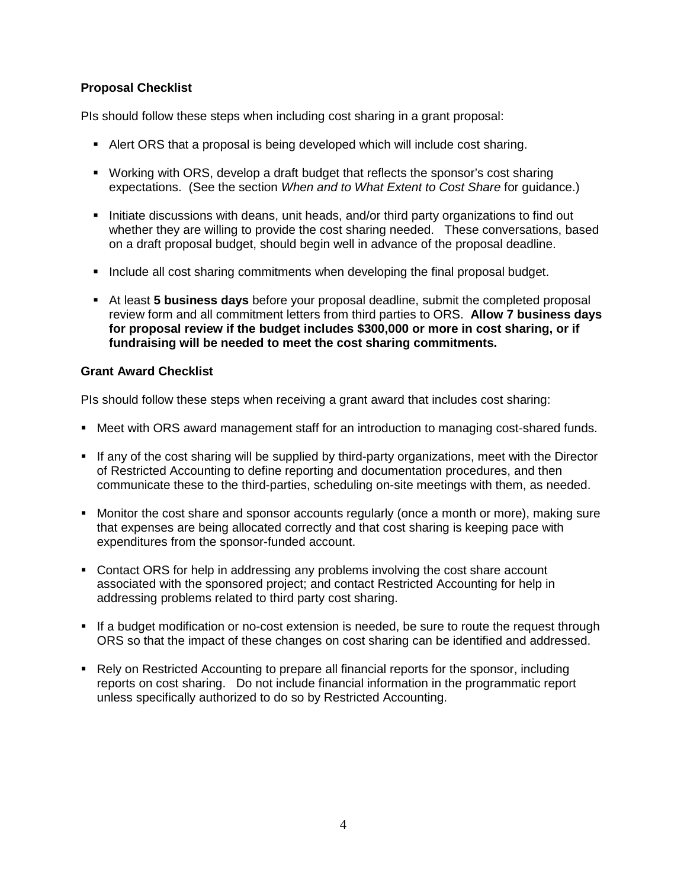**Proposal Checklist**

PIs should follow these steps when including cost sharing in a grant proposal:

- Alert ORS that a proposal is being developed which will include cost sharing.
- Working with ORS, develop a draft budget that reflects the sponsor's cost sharing expectations. (See the section *When and to What Extent to Cost Share* for guidance.)
- Initiate discussions with deans, unit heads, and/or third party organizations to find out whether they are willing to provide the cost sharing needed. These conversations, based on a draft proposal budget, should begin well in advance of the proposal deadline.
- Include all cost sharing commitments when developing the final proposal budget.
- At least **5 business days** before your proposal deadline, submit the completed proposal review form and all commitment letters from third parties to ORS. **Allow 7 business days for proposal review if the budget includes $300,000 or more in cost sharing, or if fundraising will be needed to meet the cost sharing commitments.**

**Grant Award Checklist**

PIs should follow these steps when receiving a grant award that includes cost sharing:

- Meet with ORS award management staff for an introduction to managing cost-shared funds.
- If any of the cost sharing will be supplied by third-party organizations, meet with the Director of Restricted Accounting to define reporting and documentation procedures, and then communicate these to the third-parties, scheduling on-site meetings with them, as needed.
- Monitor the cost share and sponsor accounts regularly (once a month or more), making sure that expenses are being allocated correctly and that cost sharing is keeping pace with expenditures from the sponsor-funded account.
- Contact ORS for help in addressing any problems involving the cost share account associated with the sponsored project; and contact Restricted Accounting for help in addressing problems related to third party cost sharing.
- If a budget modification or no-cost extension is needed, be sure to route the request through ORS so that the impact of these changes on cost sharing can be identified and addressed.
- Rely on Restricted Accounting to prepare all financial reports for the sponsor, including reports on cost sharing. Do not include financial information in the programmatic report unless specifically authorized to do so by Restricted Accounting.